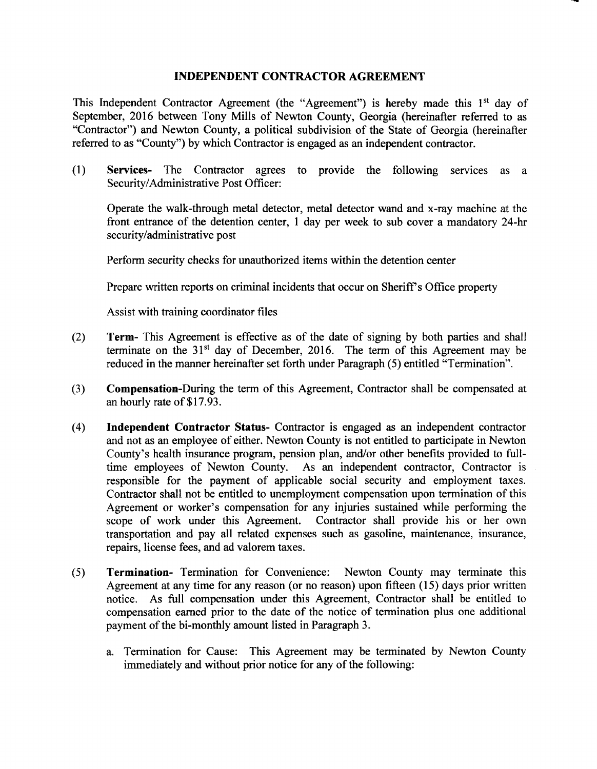# INDEPENDENT CONTRACTOR AGREEMENT

This Independent Contractor Agreement (the "Agreement") is hereby made this 1st day of September, 2016 between Tony Mills of Newton County, Georgia (hereinafter referred to as "Contractor") and Newton County, a political subdivision of the State of Georgia (hereinafter referred to as "County") by which Contractor is engaged as an independent contractor.

(1) **Services-** The Contractor agrees to provide the following services as a Security/Administrative Post Officer:

Operate the walk-through metal detector, metal detector wand and x-ray machine at the front entrance of the detention center, 1 day per week to sub cover a mandatory 24-hr security/administrative post

Perform security checks for unauthorized items within the detention center

Prepare written reports on criminal incidents that occur on Sheriff's Office property

Assist with training coordinator files

(2) **Term-** This Agreement is effective as of the date of signing by both parties and shall terminate on the 31st day of December, 2016. The term of this Agreement may be reduced in the manner hereinafter set forth under Paragraph (5) entitled "Termination".

(3) **Compensation-**During the term of this Agreement, Contractor shall be compensated at an hourly rate of $17.93.

(4) **Independent Contractor Status-** Contractor is engaged as an independent contractor and not as an employee of either. Newton County is not entitled to participate in Newton County's health insurance program, pension plan, and/or other benefits provided to full-time employees of Newton County. As an independent contractor, Contractor is responsible for the payment of applicable social security and employment taxes. Contractor shall not be entitled to unemployment compensation upon termination of this Agreement or worker's compensation for any injuries sustained while performing the scope of work under this Agreement. Contractor shall provide his or her own transportation and pay all related expenses such as gasoline, maintenance, insurance, repairs, license fees, and ad valorem taxes.

(5) **Termination-** Termination for Convenience: Newton County may terminate this Agreement at any time for any reason (or no reason) upon fifteen (15) days prior written notice. As full compensation under this Agreement, Contractor shall be entitled to compensation earned prior to the date of the notice of termination plus one additional payment of the bi-monthly amount listed in Paragraph 3.

a. Termination for Cause: This Agreement may be terminated by Newton County immediately and without prior notice for any of the following: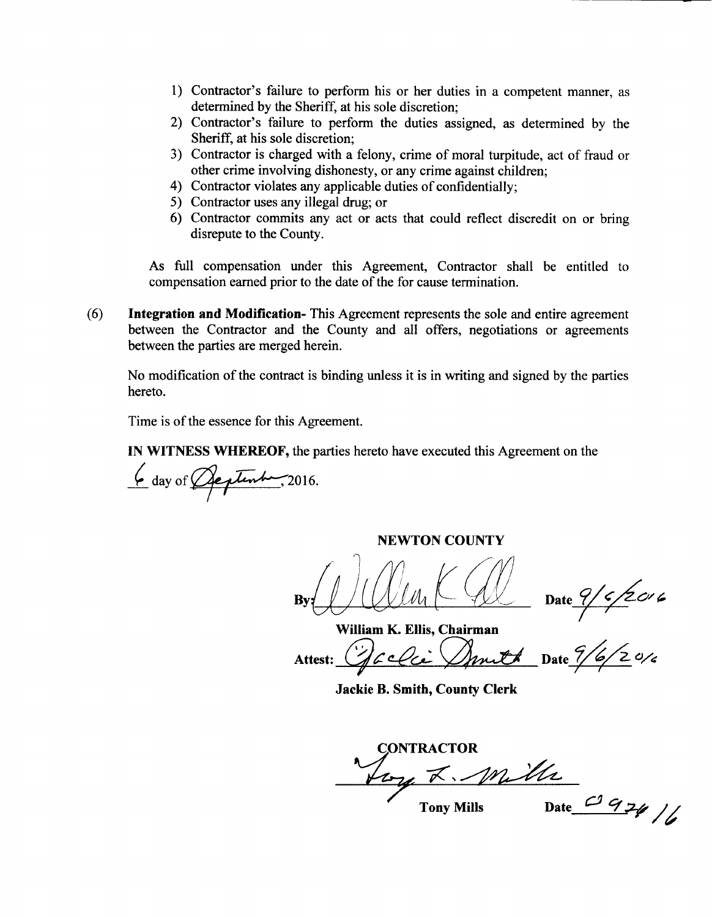1) Contractor's failure to perform his or her duties in a competent manner, as determined by the Sheriff, at his sole discretion;
2) Contractor's failure to perform the duties assigned, as determined by the Sheriff, at his sole discretion;
3) Contractor is charged with a felony, crime of moral turpitude, act of fraud or other crime involving dishonesty, or any crime against children;
4) Contractor violates any applicable duties of confidentially;
5) Contractor uses any illegal drug; or
6) Contractor commits any act or acts that could reflect discredit on or bring disrepute to the County.

As full compensation under this Agreement, Contractor shall be entitled to compensation earned prior to the date of the for cause termination.

(6) **Integration and Modification-** This Agreement represents the sole and entire agreement between the Contractor and the County and all offers, negotiations or agreements between the parties are merged herein.

No modification of the contract is binding unless it is in writing and signed by the parties hereto.

Time is of the essence for this Agreement.

**IN WITNESS WHEREOF,** the parties hereto have executed this Agreement on the

6 day of September, 2016.

**NEWTON COUNTY**

By: William K. Ellis Date 9/6/2016

**William K. Ellis, Chairman**

Attest: Jackie Smith Date 9/6/2016

**Jackie B. Smith, County Clerk**

**CONTRACTOR**

Tony K. Mills

**Tony Mills** Date 09/24/16